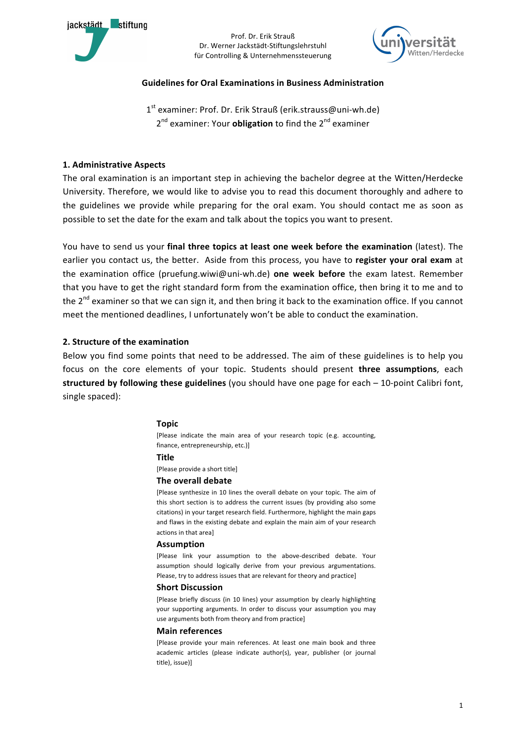Prof. Dr. Erik Strauß
Dr. Werner Jackstädt-Stiftungslehrstuhl
für Controlling & Unternehmenssteuerung

# Guidelines for Oral Examinations in Business Administration

1[st] examiner: Prof. Dr. Erik Strauß (erik.strauss@uni-wh.de)
2[nd] examiner: Your **obligation** to find the 2[nd] examiner

## 1. Administrative Aspects

The oral examination is an important step in achieving the bachelor degree at the Witten/Herdecke University. Therefore, we would like to advise you to read this document thoroughly and adhere to the guidelines we provide while preparing for the oral exam. You should contact me as soon as possible to set the date for the exam and talk about the topics you want to present.

You have to send us your **final three topics at least one week before the examination** (latest). The earlier you contact us, the better. Aside from this process, you have to **register your oral exam** at the examination office (pruefung.wiwi@uni-wh.de) **one week before** the exam latest. Remember that you have to get the right standard form from the examination office, then bring it to me and to the 2[nd] examiner so that we can sign it, and then bring it back to the examination office. If you cannot meet the mentioned deadlines, I unfortunately won't be able to conduct the examination.

## 2. Structure of the examination

Below you find some points that need to be addressed. The aim of these guidelines is to help you focus on the core elements of your topic. Students should present **three assumptions**, each **structured by following these guidelines** (you should have one page for each – 10-point Calibri font, single spaced):

### Topic

[Please indicate the main area of your research topic (e.g. accounting, finance, entrepreneurship, etc.)]

### Title

[Please provide a short title]

### The overall debate

[Please synthesize in 10 lines the overall debate on your topic. The aim of this short section is to address the current issues (by providing also some citations) in your target research field. Furthermore, highlight the main gaps and flaws in the existing debate and explain the main aim of your research actions in that area]

### Assumption

[Please link your assumption to the above-described debate. Your assumption should logically derive from your previous argumentations. Please, try to address issues that are relevant for theory and practice]

### Short Discussion

[Please briefly discuss (in 10 lines) your assumption by clearly highlighting your supporting arguments. In order to discuss your assumption you may use arguments both from theory and from practice]

### Main references

[Please provide your main references. At least one main book and three academic articles (please indicate author(s), year, publisher (or journal title), issue)]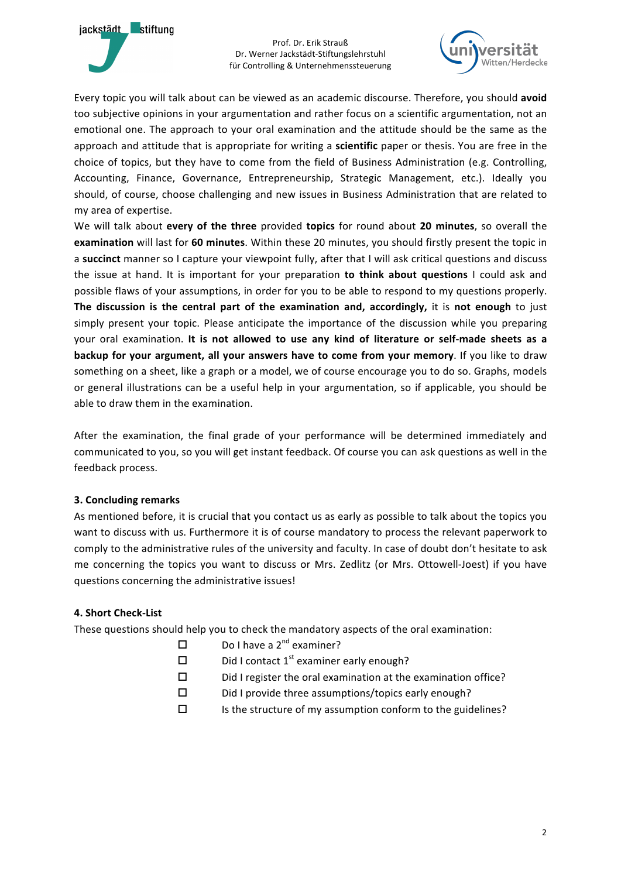Every topic you will talk about can be viewed as an academic discourse. Therefore, you should **avoid** too subjective opinions in your argumentation and rather focus on a scientific argumentation, not an emotional one. The approach to your oral examination and the attitude should be the same as the approach and attitude that is appropriate for writing a **scientific** paper or thesis. You are free in the choice of topics, but they have to come from the field of Business Administration (e.g. Controlling, Accounting, Finance, Governance, Entrepreneurship, Strategic Management, etc.). Ideally you should, of course, choose challenging and new issues in Business Administration that are related to my area of expertise.

We will talk about **every of the three** provided **topics** for round about **20 minutes**, so overall the **examination** will last for **60 minutes**. Within these 20 minutes, you should firstly present the topic in a **succinct** manner so I capture your viewpoint fully, after that I will ask critical questions and discuss the issue at hand. It is important for your preparation **to think about questions** I could ask and possible flaws of your assumptions, in order for you to be able to respond to my questions properly. **The discussion is the central part of the examination and, accordingly,** it is **not enough** to just simply present your topic. Please anticipate the importance of the discussion while you preparing your oral examination. **It is not allowed to use any kind of literature or self-made sheets as a backup for your argument, all your answers have to come from your memory**. If you like to draw something on a sheet, like a graph or a model, we of course encourage you to do so. Graphs, models or general illustrations can be a useful help in your argumentation, so if applicable, you should be able to draw them in the examination.

After the examination, the final grade of your performance will be determined immediately and communicated to you, so you will get instant feedback. Of course you can ask questions as well in the feedback process.

### 3. Concluding remarks

As mentioned before, it is crucial that you contact us as early as possible to talk about the topics you want to discuss with us. Furthermore it is of course mandatory to process the relevant paperwork to comply to the administrative rules of the university and faculty. In case of doubt don't hesitate to ask me concerning the topics you want to discuss or Mrs. Zedlitz (or Mrs. Ottowell-Joest) if you have questions concerning the administrative issues!

### 4. Short Check-List

These questions should help you to check the mandatory aspects of the oral examination:

- ☐ Do I have a 2nd examiner?
- ☐ Did I contact 1st examiner early enough?
- ☐ Did I register the oral examination at the examination office?
- ☐ Did I provide three assumptions/topics early enough?
- ☐ Is the structure of my assumption conform to the guidelines?